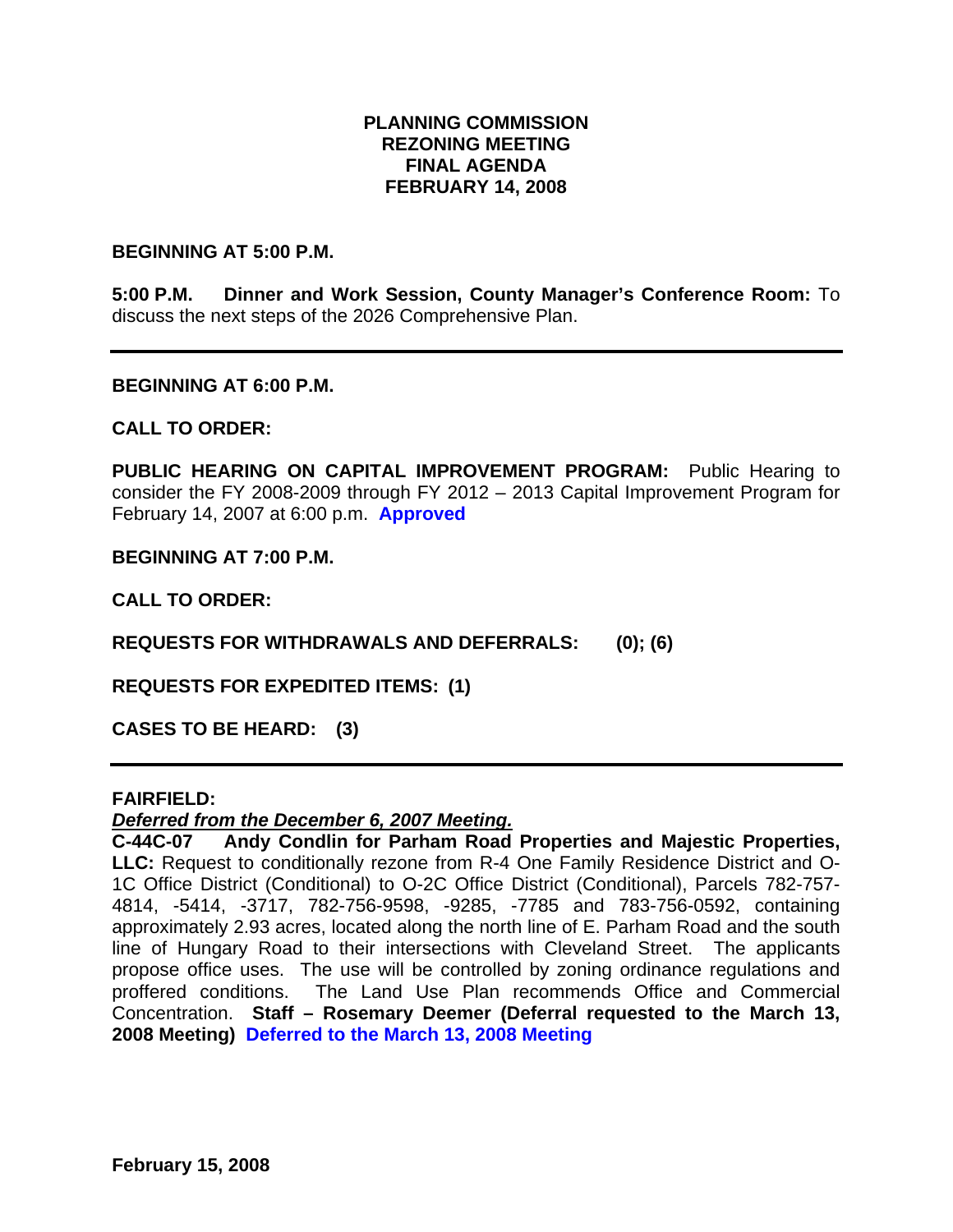# PLANNING COMMISSION
# REZONING MEETING
# FINAL AGENDA
# FEBRUARY 14, 2008

**BEGINNING AT 5:00 P.M.**

**5:00 P.M. Dinner and Work Session, County Manager's Conference Room:** To discuss the next steps of the 2026 Comprehensive Plan.

---

**BEGINNING AT 6:00 P.M.**

**CALL TO ORDER:**

**PUBLIC HEARING ON CAPITAL IMPROVEMENT PROGRAM:** Public Hearing to consider the FY 2008-2009 through FY 2012 – 2013 Capital Improvement Program for February 14, 2007 at 6:00 p.m. **Approved**

**BEGINNING AT 7:00 P.M.**

**CALL TO ORDER:**

**REQUESTS FOR WITHDRAWALS AND DEFERRALS: (0); (6)**

**REQUESTS FOR EXPEDITED ITEMS: (1)**

**CASES TO BE HEARD: (3)**

---

**FAIRFIELD:**

***Deferred from the December 6, 2007 Meeting.***

**C-44C-07 Andy Condlin for Parham Road Properties and Majestic Properties, LLC:** Request to conditionally rezone from R-4 One Family Residence District and O-1C Office District (Conditional) to O-2C Office District (Conditional), Parcels 782-757-4814, -5414, -3717, 782-756-9598, -9285, -7785 and 783-756-0592, containing approximately 2.93 acres, located along the north line of E. Parham Road and the south line of Hungary Road to their intersections with Cleveland Street. The applicants propose office uses. The use will be controlled by zoning ordinance regulations and proffered conditions. The Land Use Plan recommends Office and Commercial Concentration. **Staff – Rosemary Deemer (Deferral requested to the March 13, 2008 Meeting) Deferred to the March 13, 2008 Meeting**

**February 15, 2008**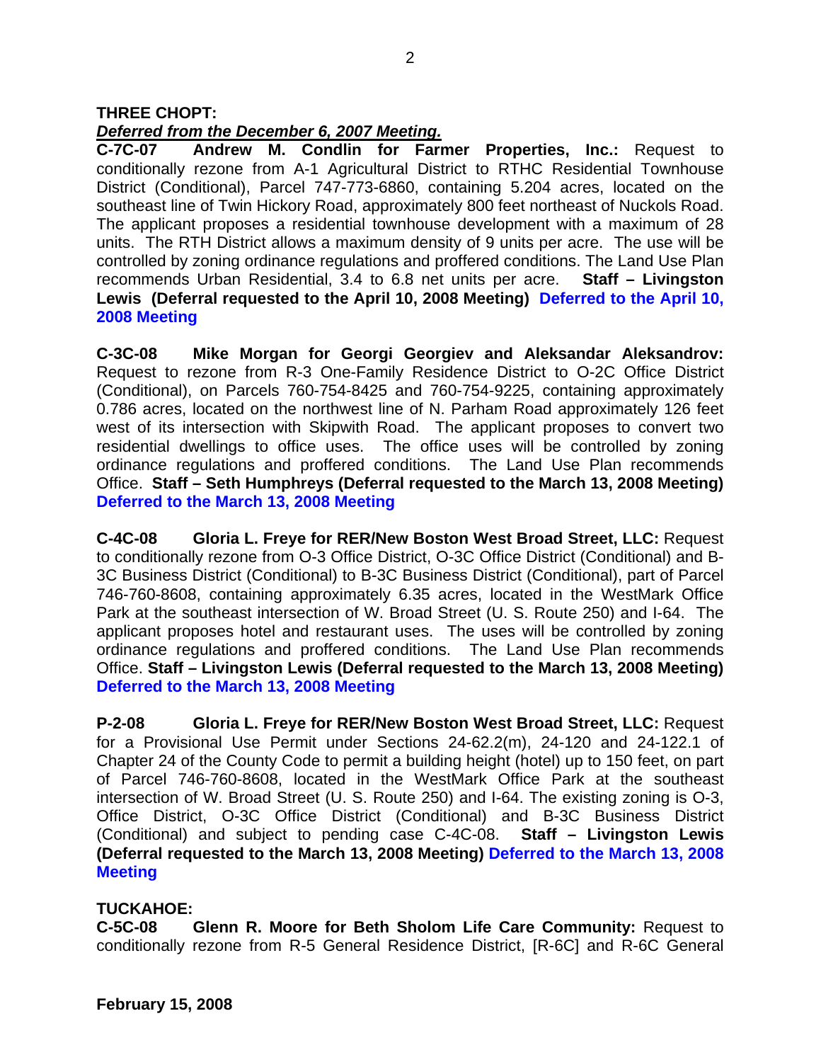**THREE CHOPT:**

***Deferred from the December 6, 2007 Meeting.***

**C-7C-07 Andrew M. Condlin for Farmer Properties, Inc.:** Request to conditionally rezone from A-1 Agricultural District to RTHC Residential Townhouse District (Conditional), Parcel 747-773-6860, containing 5.204 acres, located on the southeast line of Twin Hickory Road, approximately 800 feet northeast of Nuckols Road. The applicant proposes a residential townhouse development with a maximum of 28 units. The RTH District allows a maximum density of 9 units per acre. The use will be controlled by zoning ordinance regulations and proffered conditions. The Land Use Plan recommends Urban Residential, 3.4 to 6.8 net units per acre. **Staff – Livingston Lewis (Deferral requested to the April 10, 2008 Meeting) Deferred to the April 10, 2008 Meeting**

**C-3C-08 Mike Morgan for Georgi Georgiev and Aleksandar Aleksandrov:** Request to rezone from R-3 One-Family Residence District to O-2C Office District (Conditional), on Parcels 760-754-8425 and 760-754-9225, containing approximately 0.786 acres, located on the northwest line of N. Parham Road approximately 126 feet west of its intersection with Skipwith Road. The applicant proposes to convert two residential dwellings to office uses. The office uses will be controlled by zoning ordinance regulations and proffered conditions. The Land Use Plan recommends Office. **Staff – Seth Humphreys (Deferral requested to the March 13, 2008 Meeting) Deferred to the March 13, 2008 Meeting**

**C-4C-08 Gloria L. Freye for RER/New Boston West Broad Street, LLC:** Request to conditionally rezone from O-3 Office District, O-3C Office District (Conditional) and B-3C Business District (Conditional) to B-3C Business District (Conditional), part of Parcel 746-760-8608, containing approximately 6.35 acres, located in the WestMark Office Park at the southeast intersection of W. Broad Street (U. S. Route 250) and I-64. The applicant proposes hotel and restaurant uses. The uses will be controlled by zoning ordinance regulations and proffered conditions. The Land Use Plan recommends Office. **Staff – Livingston Lewis (Deferral requested to the March 13, 2008 Meeting) Deferred to the March 13, 2008 Meeting**

**P-2-08 Gloria L. Freye for RER/New Boston West Broad Street, LLC:** Request for a Provisional Use Permit under Sections 24-62.2(m), 24-120 and 24-122.1 of Chapter 24 of the County Code to permit a building height (hotel) up to 150 feet, on part of Parcel 746-760-8608, located in the WestMark Office Park at the southeast intersection of W. Broad Street (U. S. Route 250) and I-64. The existing zoning is O-3, Office District, O-3C Office District (Conditional) and B-3C Business District (Conditional) and subject to pending case C-4C-08. **Staff – Livingston Lewis (Deferral requested to the March 13, 2008 Meeting) Deferred to the March 13, 2008 Meeting**

**TUCKAHOE:**

**C-5C-08 Glenn R. Moore for Beth Sholom Life Care Community:** Request to conditionally rezone from R-5 General Residence District, [R-6C] and R-6C General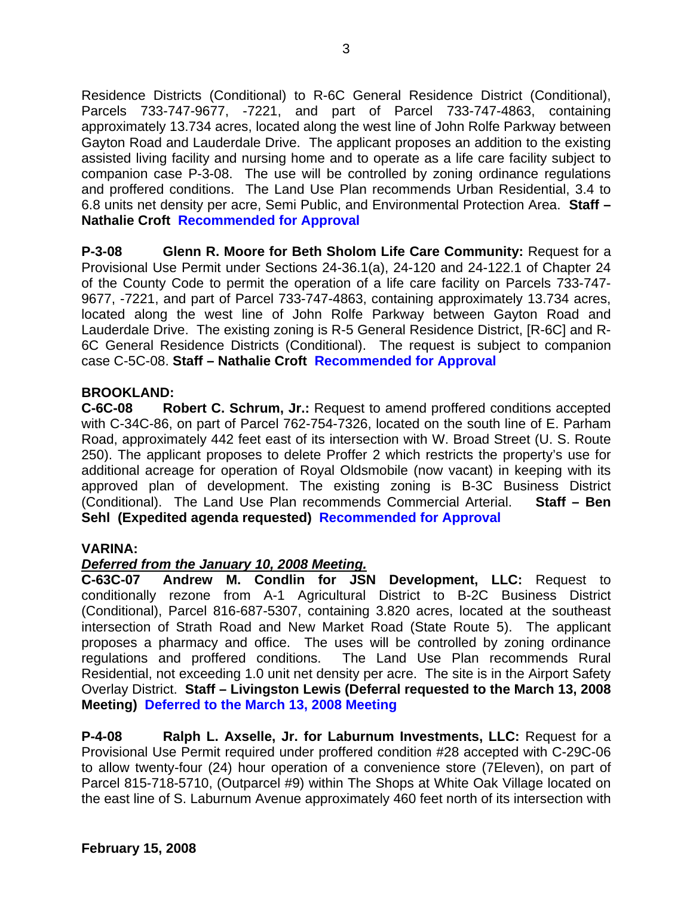Residence Districts (Conditional) to R-6C General Residence District (Conditional), Parcels 733-747-9677, -7221, and part of Parcel 733-747-4863, containing approximately 13.734 acres, located along the west line of John Rolfe Parkway between Gayton Road and Lauderdale Drive. The applicant proposes an addition to the existing assisted living facility and nursing home and to operate as a life care facility subject to companion case P-3-08. The use will be controlled by zoning ordinance regulations and proffered conditions. The Land Use Plan recommends Urban Residential, 3.4 to 6.8 units net density per acre, Semi Public, and Environmental Protection Area. **Staff – Nathalie Croft** **Recommended for Approval**

**P-3-08 Glenn R. Moore for Beth Sholom Life Care Community:** Request for a Provisional Use Permit under Sections 24-36.1(a), 24-120 and 24-122.1 of Chapter 24 of the County Code to permit the operation of a life care facility on Parcels 733-747-9677, -7221, and part of Parcel 733-747-4863, containing approximately 13.734 acres, located along the west line of John Rolfe Parkway between Gayton Road and Lauderdale Drive. The existing zoning is R-5 General Residence District, [R-6C] and R-6C General Residence Districts (Conditional). The request is subject to companion case C-5C-08. **Staff – Nathalie Croft** **Recommended for Approval**

**BROOKLAND:**

**C-6C-08 Robert C. Schrum, Jr.:** Request to amend proffered conditions accepted with C-34C-86, on part of Parcel 762-754-7326, located on the south line of E. Parham Road, approximately 442 feet east of its intersection with W. Broad Street (U. S. Route 250). The applicant proposes to delete Proffer 2 which restricts the property's use for additional acreage for operation of Royal Oldsmobile (now vacant) in keeping with its approved plan of development. The existing zoning is B-3C Business District (Conditional). The Land Use Plan recommends Commercial Arterial. **Staff – Ben Sehl (Expedited agenda requested)** **Recommended for Approval**

**VARINA:**

***Deferred from the January 10, 2008 Meeting.***

**C-63C-07 Andrew M. Condlin for JSN Development, LLC:** Request to conditionally rezone from A-1 Agricultural District to B-2C Business District (Conditional), Parcel 816-687-5307, containing 3.820 acres, located at the southeast intersection of Strath Road and New Market Road (State Route 5). The applicant proposes a pharmacy and office. The uses will be controlled by zoning ordinance regulations and proffered conditions. The Land Use Plan recommends Rural Residential, not exceeding 1.0 unit net density per acre. The site is in the Airport Safety Overlay District. **Staff – Livingston Lewis (Deferral requested to the March 13, 2008 Meeting)** **Deferred to the March 13, 2008 Meeting**

**P-4-08 Ralph L. Axselle, Jr. for Laburnum Investments, LLC:** Request for a Provisional Use Permit required under proffered condition #28 accepted with C-29C-06 to allow twenty-four (24) hour operation of a convenience store (7Eleven), on part of Parcel 815-718-5710, (Outparcel #9) within The Shops at White Oak Village located on the east line of S. Laburnum Avenue approximately 460 feet north of its intersection with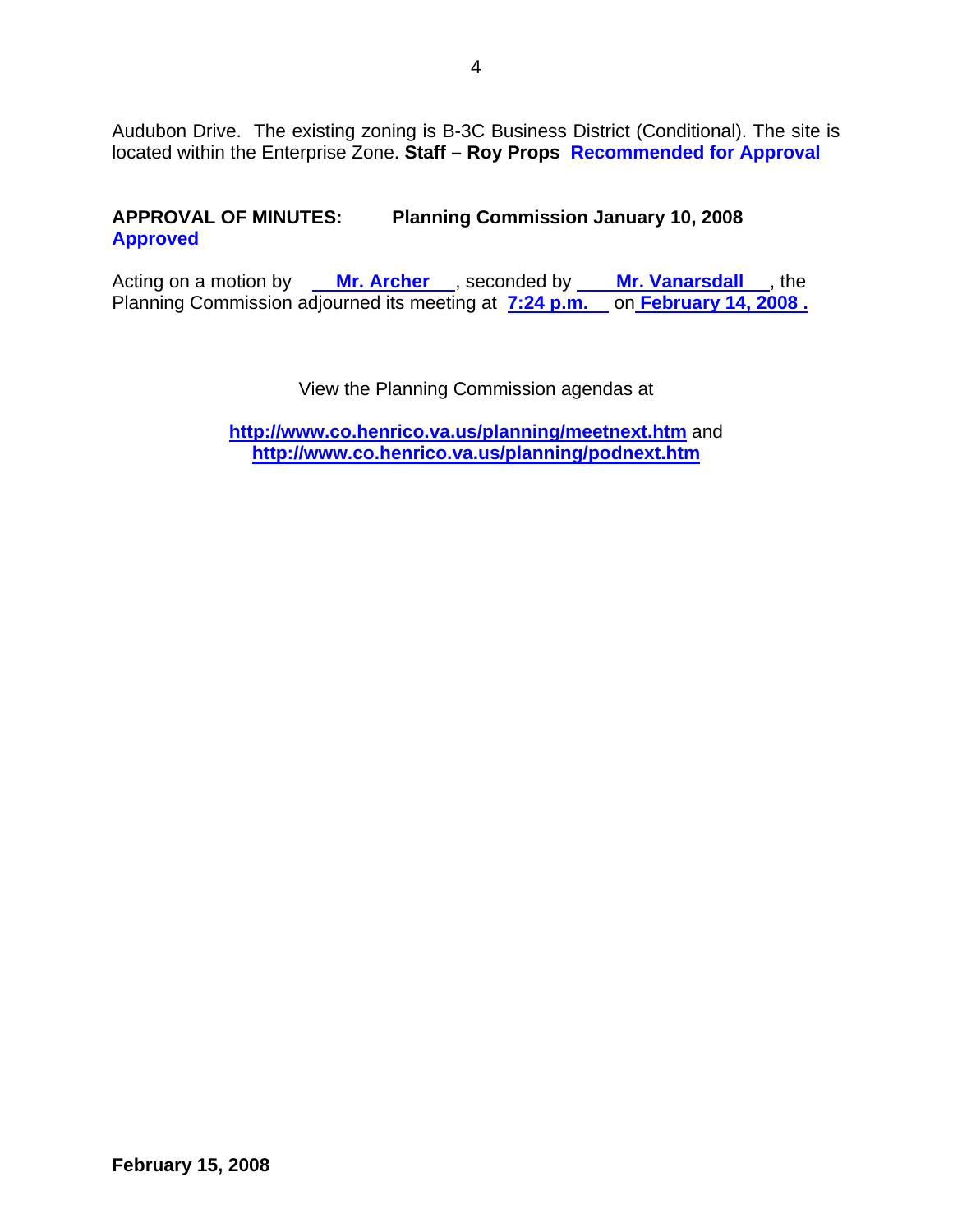Audubon Drive. The existing zoning is B-3C Business District (Conditional). The site is located within the Enterprise Zone. **Staff – Roy Props** **Recommended for Approval**

**APPROVAL OF MINUTES:** **Planning Commission January 10, 2008**
**Approved**

Acting on a motion by **Mr. Archer**, seconded by **Mr. Vanarsdall**, the Planning Commission adjourned its meeting at **7:24 p.m.** on **February 14, 2008 .**

View the Planning Commission agendas at

**http://www.co.henrico.va.us/planning/meetnext.htm** and
**http://www.co.henrico.va.us/planning/podnext.htm**

**February 15, 2008**